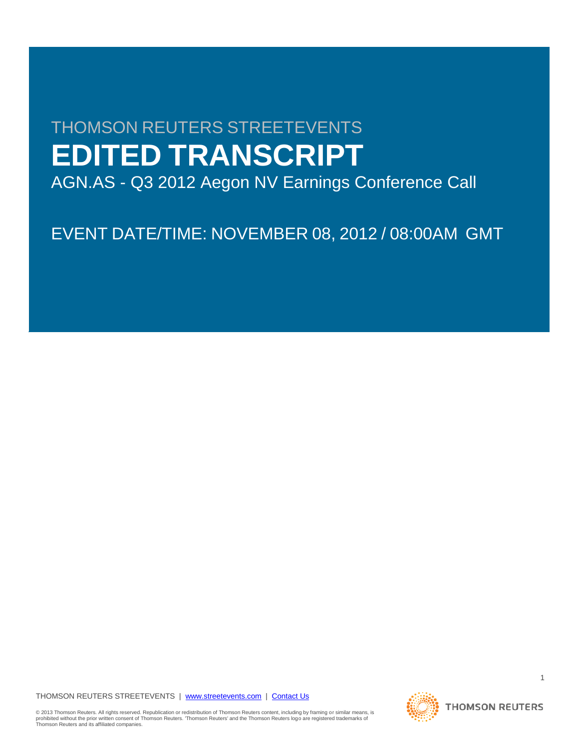THOMSON REUTERS STREETEVENTS

# EDITED TRANSCRIPT

AGN.AS - Q3 2012 Aegon NV Earnings Conference Call

EVENT DATE/TIME: NOVEMBER 08, 2012 / 08:00AM GMT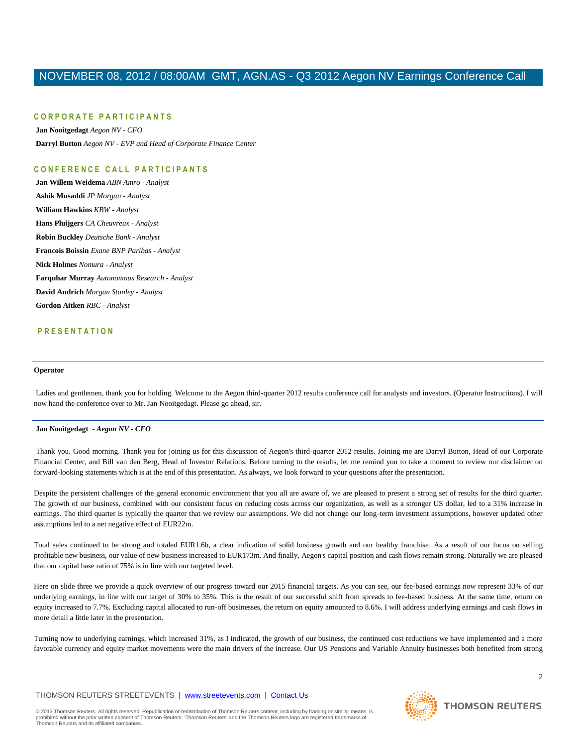# NOVEMBER 08, 2012 / 08:00AM GMT, AGN.AS - Q3 2012 Aegon NV Earnings Conference Call

## CORPORATE PARTICIPANTS

**Jan Nooitgedagt** *Aegon NV - CFO*

**Darryl Button** *Aegon NV - EVP and Head of Corporate Finance Center*

## CONFERENCE CALL PARTICIPANTS

**Jan Willem Weidema** *ABN Amro - Analyst*

**Ashik Musaddi** *JP Morgan - Analyst*

**William Hawkins** *KBW - Analyst*

**Hans Pluijgers** *CA Cheuvreux - Analyst*

**Robin Buckley** *Deutsche Bank - Analyst*

**Francois Boissin** *Exane BNP Paribas - Analyst*

**Nick Holmes** *Nomura - Analyst*

**Farquhar Murray** *Autonomous Research - Analyst*

**David Andrich** *Morgan Stanley - Analyst*

**Gordon Aitken** *RBC - Analyst*

## PRESENTATION

---

**Operator**

Ladies and gentlemen, thank you for holding. Welcome to the Aegon third-quarter 2012 results conference call for analysts and investors. (Operator Instructions). I will now hand the conference over to Mr. Jan Nooitgedagt. Please go ahead, sir.

---

**Jan Nooitgedagt** *- Aegon NV - CFO*

Thank you. Good morning. Thank you for joining us for this discussion of Aegon's third-quarter 2012 results. Joining me are Darryl Button, Head of our Corporate Financial Center, and Bill van den Berg, Head of Investor Relations. Before turning to the results, let me remind you to take a moment to review our disclaimer on forward-looking statements which is at the end of this presentation. As always, we look forward to your questions after the presentation.

Despite the persistent challenges of the general economic environment that you all are aware of, we are pleased to present a strong set of results for the third quarter. The growth of our business, combined with our consistent focus on reducing costs across our organization, as well as a stronger US dollar, led to a 31% increase in earnings. The third quarter is typically the quarter that we review our assumptions. We did not change our long-term investment assumptions, however updated other assumptions led to a net negative effect of EUR22m.

Total sales continued to be strong and totaled EUR1.6b, a clear indication of solid business growth and our healthy franchise. As a result of our focus on selling profitable new business, our value of new business increased to EUR173m. And finally, Aegon's capital position and cash flows remain strong. Naturally we are pleased that our capital base ratio of 75% is in line with our targeted level.

Here on slide three we provide a quick overview of our progress toward our 2015 financial targets. As you can see, our fee-based earnings now represent 33% of our underlying earnings, in line with our target of 30% to 35%. This is the result of our successful shift from spreads to fee-based business. At the same time, return on equity increased to 7.7%. Excluding capital allocated to run-off businesses, the return on equity amounted to 8.6%. I will address underlying earnings and cash flows in more detail a little later in the presentation.

Turning now to underlying earnings, which increased 31%, as I indicated, the growth of our business, the continued cost reductions we have implemented and a more favorable currency and equity market movements were the main drivers of the increase. Our US Pensions and Variable Annuity businesses both benefited from strong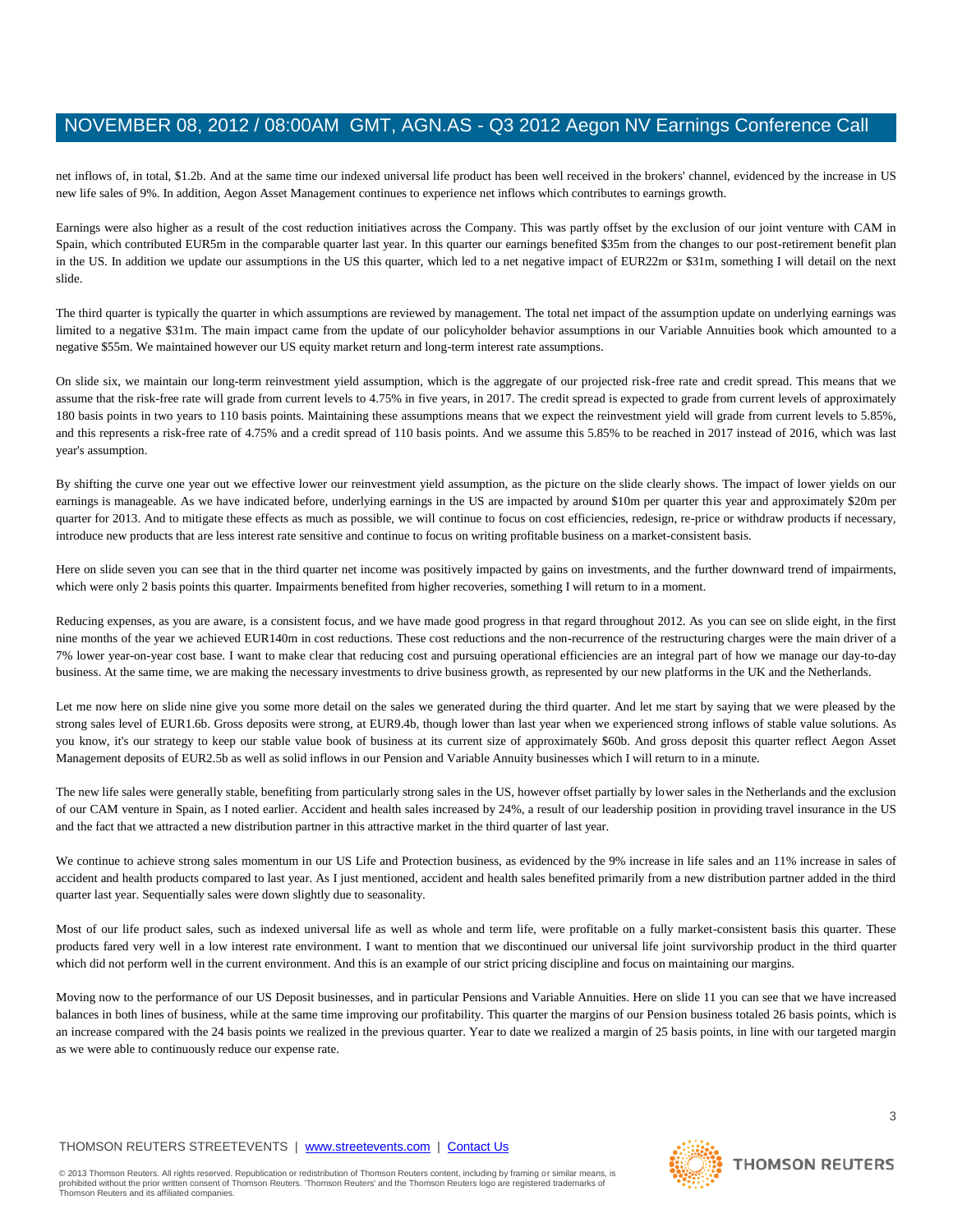net inflows of, in total, $1.2b. And at the same time our indexed universal life product has been well received in the brokers' channel, evidenced by the increase in US new life sales of 9%. In addition, Aegon Asset Management continues to experience net inflows which contributes to earnings growth.

Earnings were also higher as a result of the cost reduction initiatives across the Company. This was partly offset by the exclusion of our joint venture with CAM in Spain, which contributed EUR5m in the comparable quarter last year. In this quarter our earnings benefited $35m from the changes to our post-retirement benefit plan in the US. In addition we update our assumptions in the US this quarter, which led to a net negative impact of EUR22m or $31m, something I will detail on the next slide.

The third quarter is typically the quarter in which assumptions are reviewed by management. The total net impact of the assumption update on underlying earnings was limited to a negative $31m. The main impact came from the update of our policyholder behavior assumptions in our Variable Annuities book which amounted to a negative $55m. We maintained however our US equity market return and long-term interest rate assumptions.

On slide six, we maintain our long-term reinvestment yield assumption, which is the aggregate of our projected risk-free rate and credit spread. This means that we assume that the risk-free rate will grade from current levels to 4.75% in five years, in 2017. The credit spread is expected to grade from current levels of approximately 180 basis points in two years to 110 basis points. Maintaining these assumptions means that we expect the reinvestment yield will grade from current levels to 5.85%, and this represents a risk-free rate of 4.75% and a credit spread of 110 basis points. And we assume this 5.85% to be reached in 2017 instead of 2016, which was last year's assumption.

By shifting the curve one year out we effective lower our reinvestment yield assumption, as the picture on the slide clearly shows. The impact of lower yields on our earnings is manageable. As we have indicated before, underlying earnings in the US are impacted by around $10m per quarter this year and approximately $20m per quarter for 2013. And to mitigate these effects as much as possible, we will continue to focus on cost efficiencies, redesign, re-price or withdraw products if necessary, introduce new products that are less interest rate sensitive and continue to focus on writing profitable business on a market-consistent basis.

Here on slide seven you can see that in the third quarter net income was positively impacted by gains on investments, and the further downward trend of impairments, which were only 2 basis points this quarter. Impairments benefited from higher recoveries, something I will return to in a moment.

Reducing expenses, as you are aware, is a consistent focus, and we have made good progress in that regard throughout 2012. As you can see on slide eight, in the first nine months of the year we achieved EUR140m in cost reductions. These cost reductions and the non-recurrence of the restructuring charges were the main driver of a 7% lower year-on-year cost base. I want to make clear that reducing cost and pursuing operational efficiencies are an integral part of how we manage our day-to-day business. At the same time, we are making the necessary investments to drive business growth, as represented by our new platforms in the UK and the Netherlands.

Let me now here on slide nine give you some more detail on the sales we generated during the third quarter. And let me start by saying that we were pleased by the strong sales level of EUR1.6b. Gross deposits were strong, at EUR9.4b, though lower than last year when we experienced strong inflows of stable value solutions. As you know, it's our strategy to keep our stable value book of business at its current size of approximately $60b. And gross deposit this quarter reflect Aegon Asset Management deposits of EUR2.5b as well as solid inflows in our Pension and Variable Annuity businesses which I will return to in a minute.

The new life sales were generally stable, benefiting from particularly strong sales in the US, however offset partially by lower sales in the Netherlands and the exclusion of our CAM venture in Spain, as I noted earlier. Accident and health sales increased by 24%, a result of our leadership position in providing travel insurance in the US and the fact that we attracted a new distribution partner in this attractive market in the third quarter of last year.

We continue to achieve strong sales momentum in our US Life and Protection business, as evidenced by the 9% increase in life sales and an 11% increase in sales of accident and health products compared to last year. As I just mentioned, accident and health sales benefited primarily from a new distribution partner added in the third quarter last year. Sequentially sales were down slightly due to seasonality.

Most of our life product sales, such as indexed universal life as well as whole and term life, were profitable on a fully market-consistent basis this quarter. These products fared very well in a low interest rate environment. I want to mention that we discontinued our universal life joint survivorship product in the third quarter which did not perform well in the current environment. And this is an example of our strict pricing discipline and focus on maintaining our margins.

Moving now to the performance of our US Deposit businesses, and in particular Pensions and Variable Annuities. Here on slide 11 you can see that we have increased balances in both lines of business, while at the same time improving our profitability. This quarter the margins of our Pension business totaled 26 basis points, which is an increase compared with the 24 basis points we realized in the previous quarter. Year to date we realized a margin of 25 basis points, in line with our targeted margin as we were able to continuously reduce our expense rate.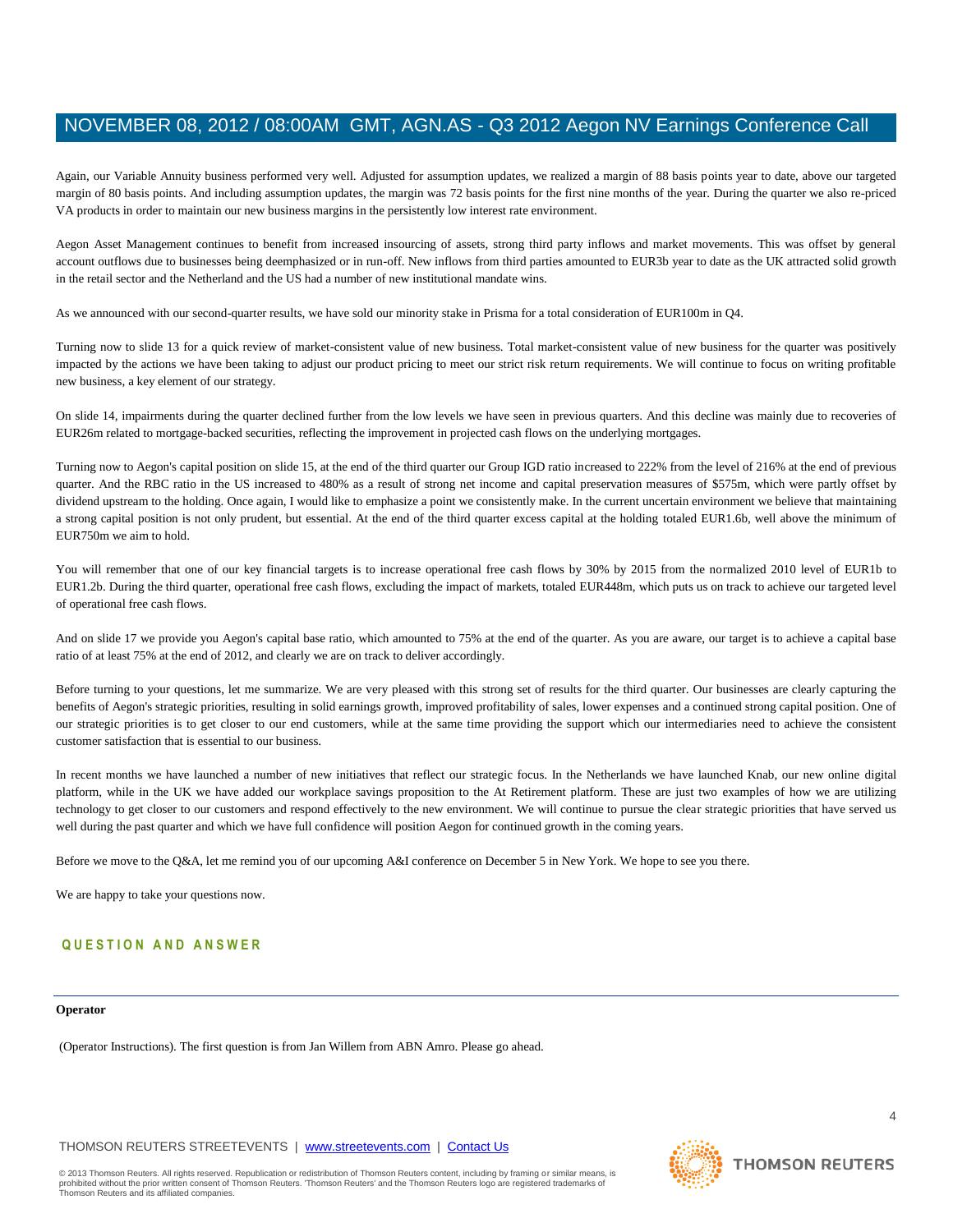Again, our Variable Annuity business performed very well. Adjusted for assumption updates, we realized a margin of 88 basis points year to date, above our targeted margin of 80 basis points. And including assumption updates, the margin was 72 basis points for the first nine months of the year. During the quarter we also re-priced VA products in order to maintain our new business margins in the persistently low interest rate environment.

Aegon Asset Management continues to benefit from increased insourcing of assets, strong third party inflows and market movements. This was offset by general account outflows due to businesses being deemphasized or in run-off. New inflows from third parties amounted to EUR3b year to date as the UK attracted solid growth in the retail sector and the Netherland and the US had a number of new institutional mandate wins.

As we announced with our second-quarter results, we have sold our minority stake in Prisma for a total consideration of EUR100m in Q4.

Turning now to slide 13 for a quick review of market-consistent value of new business. Total market-consistent value of new business for the quarter was positively impacted by the actions we have been taking to adjust our product pricing to meet our strict risk return requirements. We will continue to focus on writing profitable new business, a key element of our strategy.

On slide 14, impairments during the quarter declined further from the low levels we have seen in previous quarters. And this decline was mainly due to recoveries of EUR26m related to mortgage-backed securities, reflecting the improvement in projected cash flows on the underlying mortgages.

Turning now to Aegon's capital position on slide 15, at the end of the third quarter our Group IGD ratio increased to 222% from the level of 216% at the end of previous quarter. And the RBC ratio in the US increased to 480% as a result of strong net income and capital preservation measures of $575m, which were partly offset by dividend upstream to the holding. Once again, I would like to emphasize a point we consistently make. In the current uncertain environment we believe that maintaining a strong capital position is not only prudent, but essential. At the end of the third quarter excess capital at the holding totaled EUR1.6b, well above the minimum of EUR750m we aim to hold.

You will remember that one of our key financial targets is to increase operational free cash flows by 30% by 2015 from the normalized 2010 level of EUR1b to EUR1.2b. During the third quarter, operational free cash flows, excluding the impact of markets, totaled EUR448m, which puts us on track to achieve our targeted level of operational free cash flows.

And on slide 17 we provide you Aegon's capital base ratio, which amounted to 75% at the end of the quarter. As you are aware, our target is to achieve a capital base ratio of at least 75% at the end of 2012, and clearly we are on track to deliver accordingly.

Before turning to your questions, let me summarize. We are very pleased with this strong set of results for the third quarter. Our businesses are clearly capturing the benefits of Aegon's strategic priorities, resulting in solid earnings growth, improved profitability of sales, lower expenses and a continued strong capital position. One of our strategic priorities is to get closer to our end customers, while at the same time providing the support which our intermediaries need to achieve the consistent customer satisfaction that is essential to our business.

In recent months we have launched a number of new initiatives that reflect our strategic focus. In the Netherlands we have launched Knab, our new online digital platform, while in the UK we have added our workplace savings proposition to the At Retirement platform. These are just two examples of how we are utilizing technology to get closer to our customers and respond effectively to the new environment. We will continue to pursue the clear strategic priorities that have served us well during the past quarter and which we have full confidence will position Aegon for continued growth in the coming years.

Before we move to the Q&A, let me remind you of our upcoming A&I conference on December 5 in New York. We hope to see you there.

We are happy to take your questions now.

## QUESTION AND ANSWER

**Operator**

(Operator Instructions). The first question is from Jan Willem from ABN Amro. Please go ahead.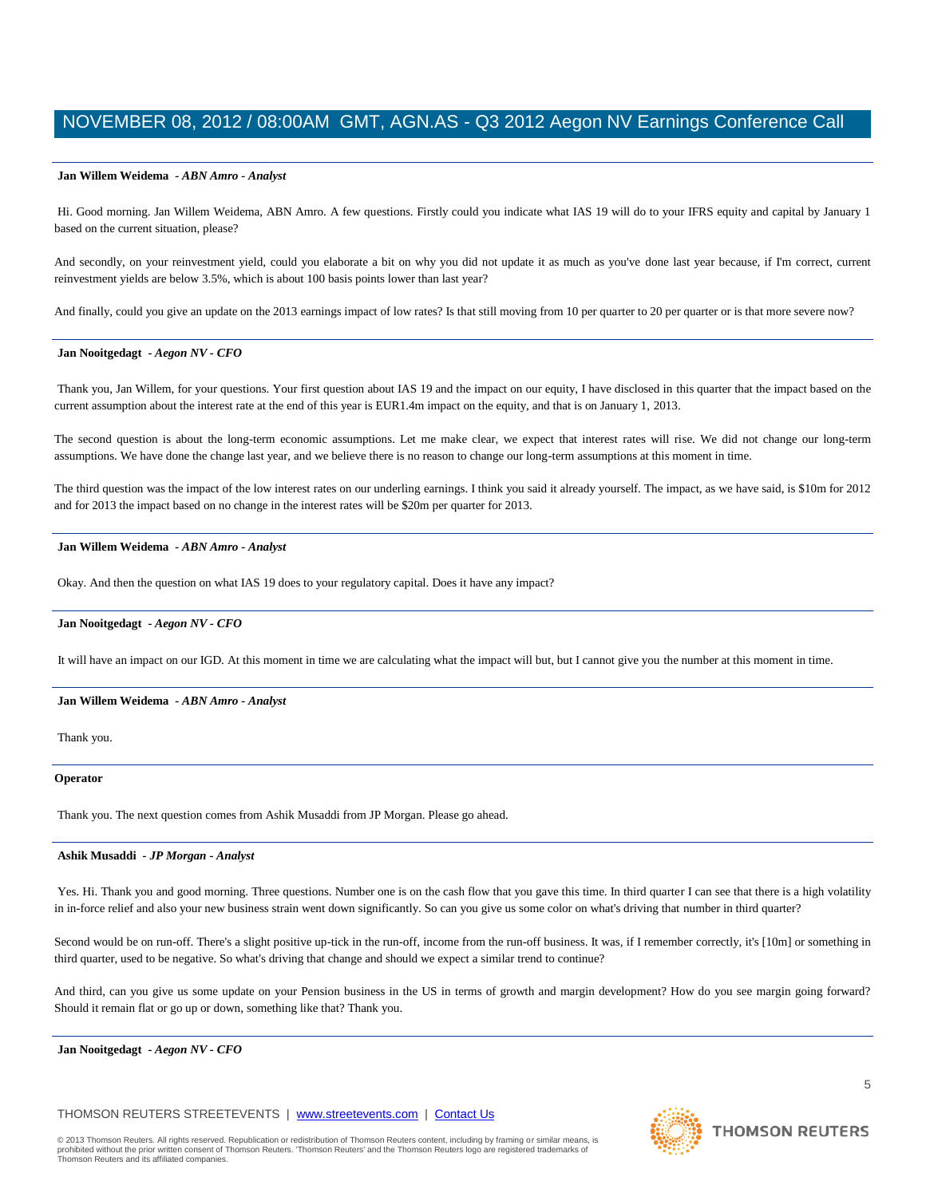**Jan Willem Weidema** *- ABN Amro - Analyst*

Hi. Good morning. Jan Willem Weidema, ABN Amro. A few questions. Firstly could you indicate what IAS 19 will do to your IFRS equity and capital by January 1 based on the current situation, please?

And secondly, on your reinvestment yield, could you elaborate a bit on why you did not update it as much as you've done last year because, if I'm correct, current reinvestment yields are below 3.5%, which is about 100 basis points lower than last year?

And finally, could you give an update on the 2013 earnings impact of low rates? Is that still moving from 10 per quarter to 20 per quarter or is that more severe now?

---

**Jan Nooitgedagt** *- Aegon NV - CFO*

Thank you, Jan Willem, for your questions. Your first question about IAS 19 and the impact on our equity, I have disclosed in this quarter that the impact based on the current assumption about the interest rate at the end of this year is EUR1.4m impact on the equity, and that is on January 1, 2013.

The second question is about the long-term economic assumptions. Let me make clear, we expect that interest rates will rise. We did not change our long-term assumptions. We have done the change last year, and we believe there is no reason to change our long-term assumptions at this moment in time.

The third question was the impact of the low interest rates on our underling earnings. I think you said it already yourself. The impact, as we have said, is $10m for 2012 and for 2013 the impact based on no change in the interest rates will be $20m per quarter for 2013.

---

**Jan Willem Weidema** *- ABN Amro - Analyst*

Okay. And then the question on what IAS 19 does to your regulatory capital. Does it have any impact?

---

**Jan Nooitgedagt** *- Aegon NV - CFO*

It will have an impact on our IGD. At this moment in time we are calculating what the impact will but, but I cannot give you the number at this moment in time.

---

**Jan Willem Weidema** *- ABN Amro - Analyst*

Thank you.

---

**Operator**

Thank you. The next question comes from Ashik Musaddi from JP Morgan. Please go ahead.

---

**Ashik Musaddi** *- JP Morgan - Analyst*

Yes. Hi. Thank you and good morning. Three questions. Number one is on the cash flow that you gave this time. In third quarter I can see that there is a high volatility in in-force relief and also your new business strain went down significantly. So can you give us some color on what's driving that number in third quarter?

Second would be on run-off. There's a slight positive up-tick in the run-off, income from the run-off business. It was, if I remember correctly, it's [10m] or something in third quarter, used to be negative. So what's driving that change and should we expect a similar trend to continue?

And third, can you give us some update on your Pension business in the US in terms of growth and margin development? How do you see margin going forward? Should it remain flat or go up or down, something like that? Thank you.

---

**Jan Nooitgedagt** *- Aegon NV - CFO*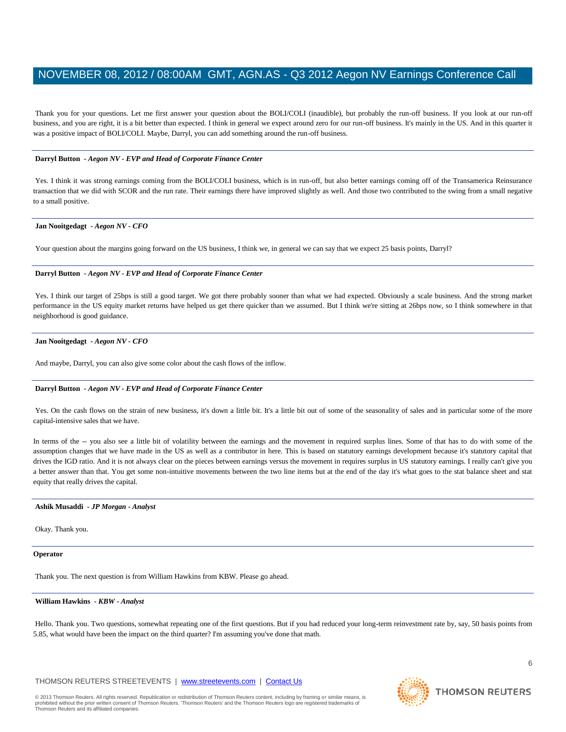Thank you for your questions. Let me first answer your question about the BOLI/COLI (inaudible), but probably the run-off business. If you look at our run-off business, and you are right, it is a bit better than expected. I think in general we expect around zero for our run-off business. It's mainly in the US. And in this quarter it was a positive impact of BOLI/COLI. Maybe, Darryl, you can add something around the run-off business.

---

**Darryl Button** *- Aegon NV - EVP and Head of Corporate Finance Center*

Yes. I think it was strong earnings coming from the BOLI/COLI business, which is in run-off, but also better earnings coming off of the Transamerica Reinsurance transaction that we did with SCOR and the run rate. Their earnings there have improved slightly as well. And those two contributed to the swing from a small negative to a small positive.

---

**Jan Nooitgedagt** *- Aegon NV - CFO*

Your question about the margins going forward on the US business, I think we, in general we can say that we expect 25 basis points, Darryl?

---

**Darryl Button** *- Aegon NV - EVP and Head of Corporate Finance Center*

Yes. I think our target of 25bps is still a good target. We got there probably sooner than what we had expected. Obviously a scale business. And the strong market performance in the US equity market returns have helped us get there quicker than we assumed. But I think we're sitting at 26bps now, so I think somewhere in that neighborhood is good guidance.

---

**Jan Nooitgedagt** *- Aegon NV - CFO*

And maybe, Darryl, you can also give some color about the cash flows of the inflow.

---

**Darryl Button** *- Aegon NV - EVP and Head of Corporate Finance Center*

Yes. On the cash flows on the strain of new business, it's down a little bit. It's a little bit out of some of the seasonality of sales and in particular some of the more capital-intensive sales that we have.

In terms of the -- you also see a little bit of volatility between the earnings and the movement in required surplus lines. Some of that has to do with some of the assumption changes that we have made in the US as well as a contributor in here. This is based on statutory earnings development because it's statutory capital that drives the IGD ratio. And it is not always clear on the pieces between earnings versus the movement in requires surplus in US statutory earnings. I really can't give you a better answer than that. You get some non-intuitive movements between the two line items but at the end of the day it's what goes to the stat balance sheet and stat equity that really drives the capital.

---

**Ashik Musaddi** *- JP Morgan - Analyst*

Okay. Thank you.

---

**Operator**

Thank you. The next question is from William Hawkins from KBW. Please go ahead.

---

**William Hawkins** *- KBW - Analyst*

Hello. Thank you. Two questions, somewhat repeating one of the first questions. But if you had reduced your long-term reinvestment rate by, say, 50 basis points from 5.85, what would have been the impact on the third quarter? I'm assuming you've done that math.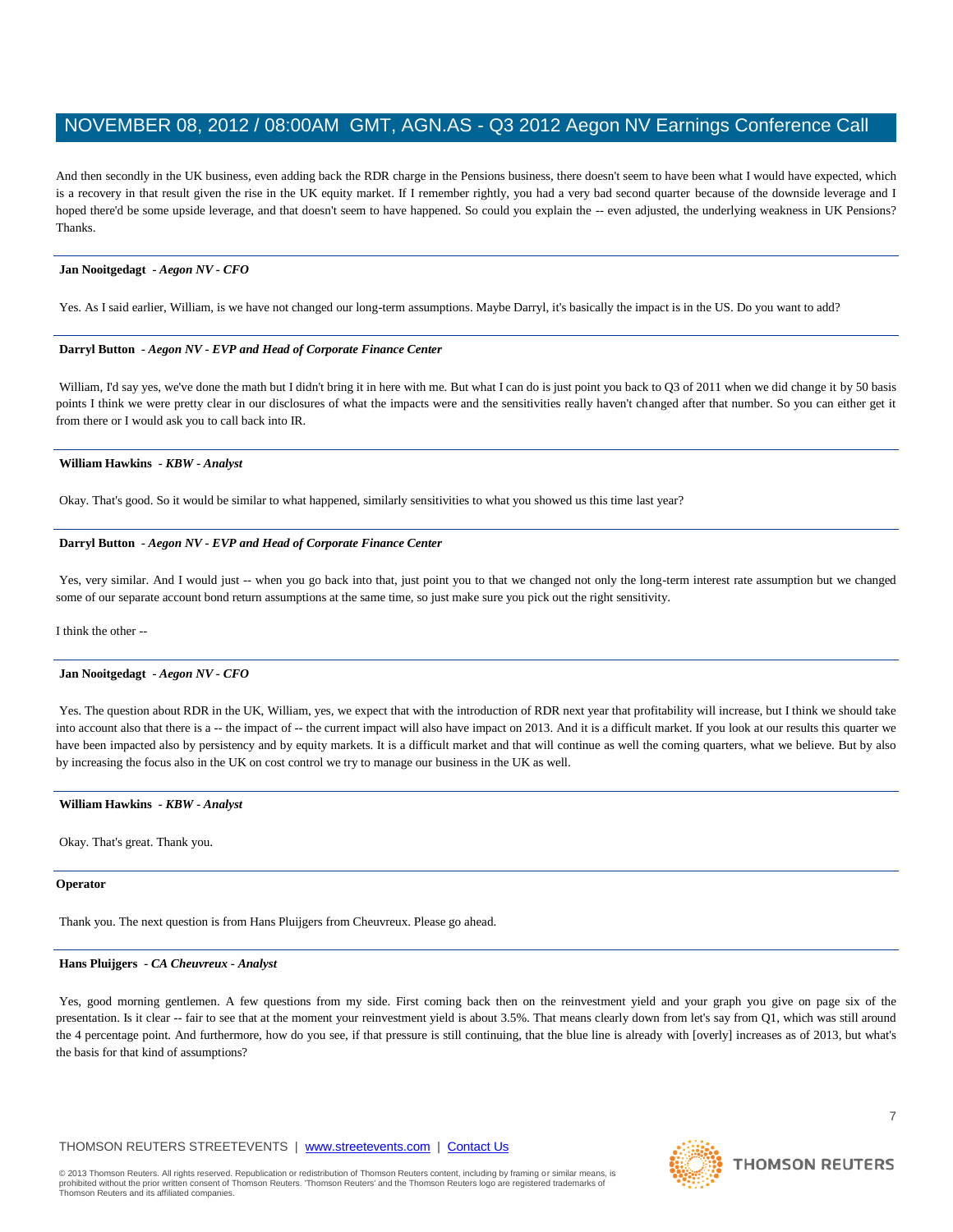And then secondly in the UK business, even adding back the RDR charge in the Pensions business, there doesn't seem to have been what I would have expected, which is a recovery in that result given the rise in the UK equity market. If I remember rightly, you had a very bad second quarter because of the downside leverage and I hoped there'd be some upside leverage, and that doesn't seem to have happened. So could you explain the -- even adjusted, the underlying weakness in UK Pensions? Thanks.

---

**Jan Nooitgedagt** *- Aegon NV - CFO*

Yes. As I said earlier, William, is we have not changed our long-term assumptions. Maybe Darryl, it's basically the impact is in the US. Do you want to add?

---

**Darryl Button** *- Aegon NV - EVP and Head of Corporate Finance Center*

William, I'd say yes, we've done the math but I didn't bring it in here with me. But what I can do is just point you back to Q3 of 2011 when we did change it by 50 basis points I think we were pretty clear in our disclosures of what the impacts were and the sensitivities really haven't changed after that number. So you can either get it from there or I would ask you to call back into IR.

---

**William Hawkins** *- KBW - Analyst*

Okay. That's good. So it would be similar to what happened, similarly sensitivities to what you showed us this time last year?

---

**Darryl Button** *- Aegon NV - EVP and Head of Corporate Finance Center*

Yes, very similar. And I would just -- when you go back into that, just point you to that we changed not only the long-term interest rate assumption but we changed some of our separate account bond return assumptions at the same time, so just make sure you pick out the right sensitivity.

I think the other --

---

**Jan Nooitgedagt** *- Aegon NV - CFO*

Yes. The question about RDR in the UK, William, yes, we expect that with the introduction of RDR next year that profitability will increase, but I think we should take into account also that there is a -- the impact of -- the current impact will also have impact on 2013. And it is a difficult market. If you look at our results this quarter we have been impacted also by persistency and by equity markets. It is a difficult market and that will continue as well the coming quarters, what we believe. But by also by increasing the focus also in the UK on cost control we try to manage our business in the UK as well.

---

**William Hawkins** *- KBW - Analyst*

Okay. That's great. Thank you.

---

**Operator**

Thank you. The next question is from Hans Pluijgers from Cheuvreux. Please go ahead.

---

**Hans Pluijgers** *- CA Cheuvreux - Analyst*

Yes, good morning gentlemen. A few questions from my side. First coming back then on the reinvestment yield and your graph you give on page six of the presentation. Is it clear -- fair to see that at the moment your reinvestment yield is about 3.5%. That means clearly down from let's say from Q1, which was still around the 4 percentage point. And furthermore, how do you see, if that pressure is still continuing, that the blue line is already with [overly] increases as of 2013, but what's the basis for that kind of assumptions?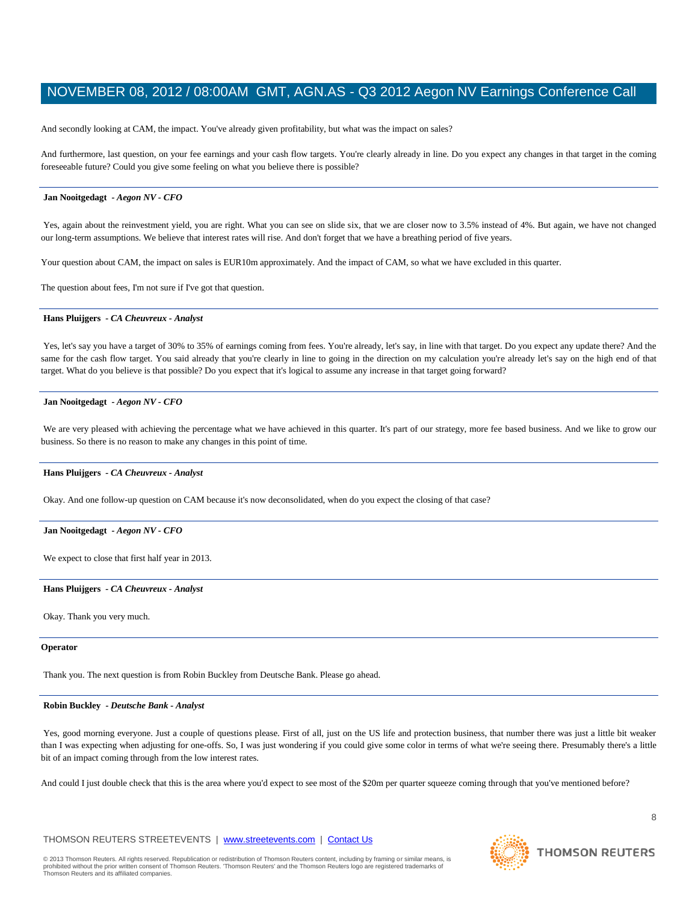And secondly looking at CAM, the impact. You've already given profitability, but what was the impact on sales?

And furthermore, last question, on your fee earnings and your cash flow targets. You're clearly already in line. Do you expect any changes in that target in the coming foreseeable future? Could you give some feeling on what you believe there is possible?

---

**Jan Nooitgedagt** *- Aegon NV - CFO*

Yes, again about the reinvestment yield, you are right. What you can see on slide six, that we are closer now to 3.5% instead of 4%. But again, we have not changed our long-term assumptions. We believe that interest rates will rise. And don't forget that we have a breathing period of five years.

Your question about CAM, the impact on sales is EUR10m approximately. And the impact of CAM, so what we have excluded in this quarter.

The question about fees, I'm not sure if I've got that question.

---

**Hans Pluijgers** *- CA Cheuvreux - Analyst*

Yes, let's say you have a target of 30% to 35% of earnings coming from fees. You're already, let's say, in line with that target. Do you expect any update there? And the same for the cash flow target. You said already that you're clearly in line to going in the direction on my calculation you're already let's say on the high end of that target. What do you believe is that possible? Do you expect that it's logical to assume any increase in that target going forward?

---

**Jan Nooitgedagt** *- Aegon NV - CFO*

We are very pleased with achieving the percentage what we have achieved in this quarter. It's part of our strategy, more fee based business. And we like to grow our business. So there is no reason to make any changes in this point of time.

---

**Hans Pluijgers** *- CA Cheuvreux - Analyst*

Okay. And one follow-up question on CAM because it's now deconsolidated, when do you expect the closing of that case?

---

**Jan Nooitgedagt** *- Aegon NV - CFO*

We expect to close that first half year in 2013.

---

**Hans Pluijgers** *- CA Cheuvreux - Analyst*

Okay. Thank you very much.

---

**Operator**

Thank you. The next question is from Robin Buckley from Deutsche Bank. Please go ahead.

---

**Robin Buckley** *- Deutsche Bank - Analyst*

Yes, good morning everyone. Just a couple of questions please. First of all, just on the US life and protection business, that number there was just a little bit weaker than I was expecting when adjusting for one-offs. So, I was just wondering if you could give some color in terms of what we're seeing there. Presumably there's a little bit of an impact coming through from the low interest rates.

And could I just double check that this is the area where you'd expect to see most of the $20m per quarter squeeze coming through that you've mentioned before?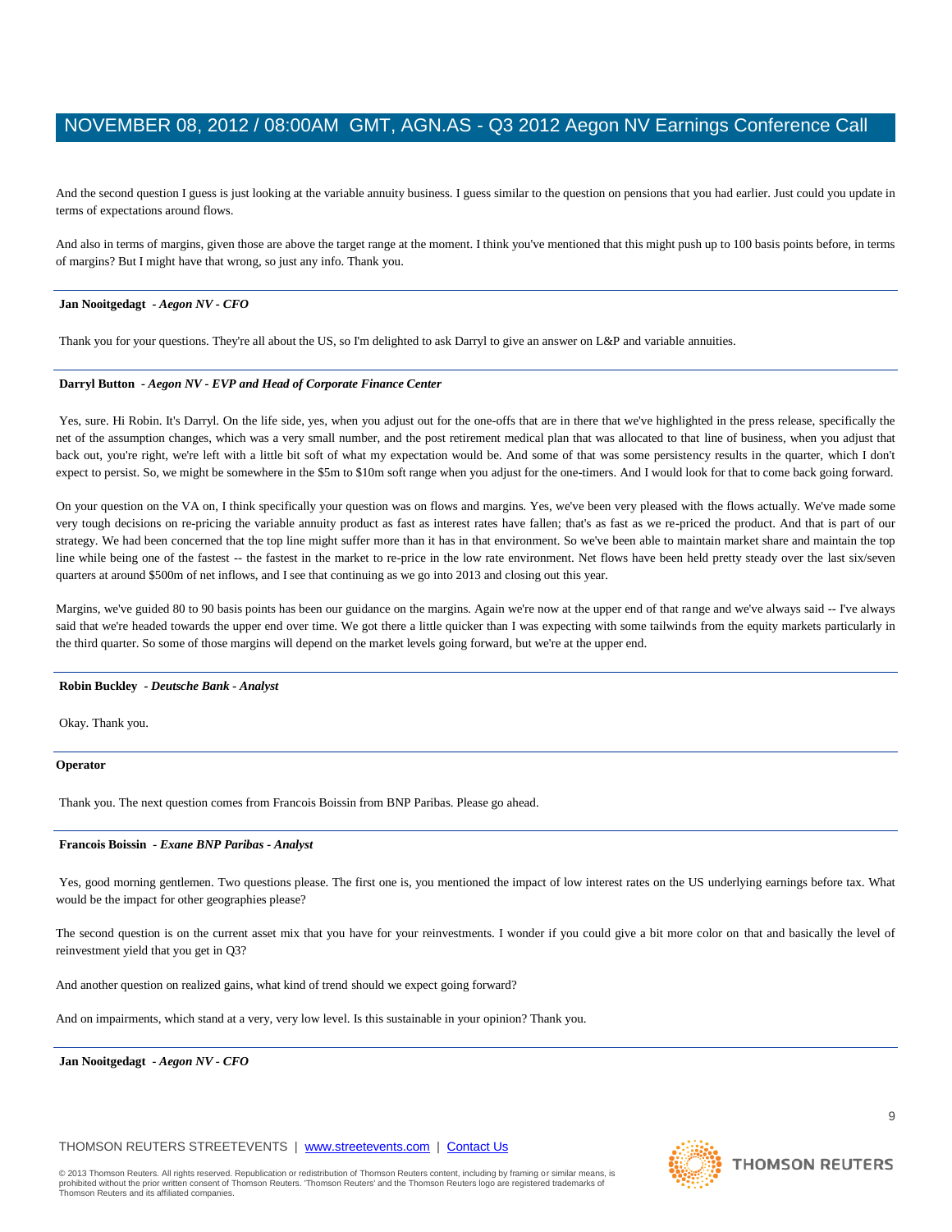And the second question I guess is just looking at the variable annuity business. I guess similar to the question on pensions that you had earlier. Just could you update in terms of expectations around flows.

And also in terms of margins, given those are above the target range at the moment. I think you've mentioned that this might push up to 100 basis points before, in terms of margins? But I might have that wrong, so just any info. Thank you.

---

**Jan Nooitgedagt** *- Aegon NV - CFO*

Thank you for your questions. They're all about the US, so I'm delighted to ask Darryl to give an answer on L&P and variable annuities.

---

**Darryl Button** *- Aegon NV - EVP and Head of Corporate Finance Center*

Yes, sure. Hi Robin. It's Darryl. On the life side, yes, when you adjust out for the one-offs that are in there that we've highlighted in the press release, specifically the net of the assumption changes, which was a very small number, and the post retirement medical plan that was allocated to that line of business, when you adjust that back out, you're right, we're left with a little bit soft of what my expectation would be. And some of that was some persistency results in the quarter, which I don't expect to persist. So, we might be somewhere in the $5m to $10m soft range when you adjust for the one-timers. And I would look for that to come back going forward.

On your question on the VA on, I think specifically your question was on flows and margins. Yes, we've been very pleased with the flows actually. We've made some very tough decisions on re-pricing the variable annuity product as fast as interest rates have fallen; that's as fast as we re-priced the product. And that is part of our strategy. We had been concerned that the top line might suffer more than it has in that environment. So we've been able to maintain market share and maintain the top line while being one of the fastest -- the fastest in the market to re-price in the low rate environment. Net flows have been held pretty steady over the last six/seven quarters at around $500m of net inflows, and I see that continuing as we go into 2013 and closing out this year.

Margins, we've guided 80 to 90 basis points has been our guidance on the margins. Again we're now at the upper end of that range and we've always said -- I've always said that we're headed towards the upper end over time. We got there a little quicker than I was expecting with some tailwinds from the equity markets particularly in the third quarter. So some of those margins will depend on the market levels going forward, but we're at the upper end.

---

**Robin Buckley** *- Deutsche Bank - Analyst*

Okay. Thank you.

---

**Operator**

Thank you. The next question comes from Francois Boissin from BNP Paribas. Please go ahead.

---

**Francois Boissin** *- Exane BNP Paribas - Analyst*

Yes, good morning gentlemen. Two questions please. The first one is, you mentioned the impact of low interest rates on the US underlying earnings before tax. What would be the impact for other geographies please?

The second question is on the current asset mix that you have for your reinvestments. I wonder if you could give a bit more color on that and basically the level of reinvestment yield that you get in Q3?

And another question on realized gains, what kind of trend should we expect going forward?

And on impairments, which stand at a very, very low level. Is this sustainable in your opinion? Thank you.

---

**Jan Nooitgedagt** *- Aegon NV - CFO*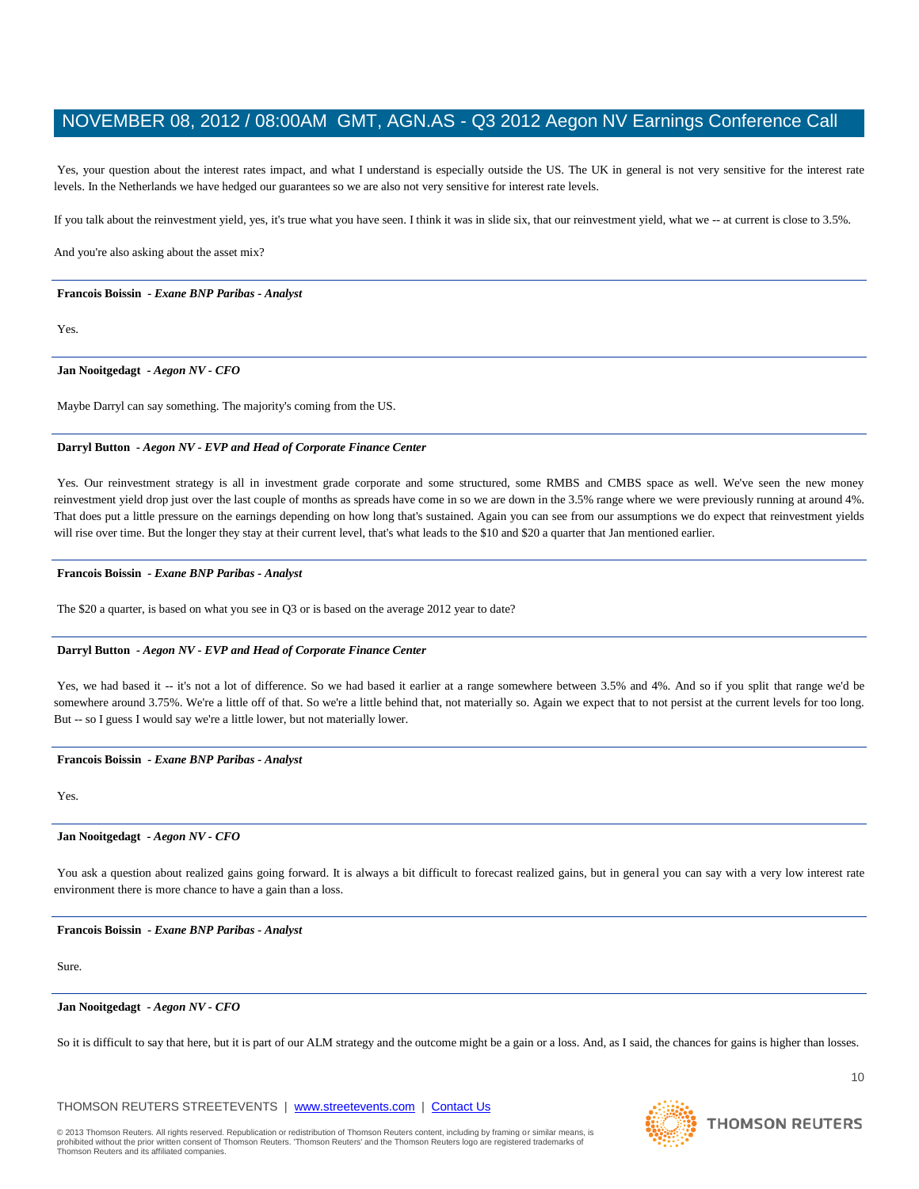Yes, your question about the interest rates impact, and what I understand is especially outside the US. The UK in general is not very sensitive for the interest rate levels. In the Netherlands we have hedged our guarantees so we are also not very sensitive for interest rate levels.

If you talk about the reinvestment yield, yes, it's true what you have seen. I think it was in slide six, that our reinvestment yield, what we -- at current is close to 3.5%.

And you're also asking about the asset mix?

---

**Francois Boissin** *- Exane BNP Paribas - Analyst*

Yes.

---

**Jan Nooitgedagt** *- Aegon NV - CFO*

Maybe Darryl can say something. The majority's coming from the US.

---

**Darryl Button** *- Aegon NV - EVP and Head of Corporate Finance Center*

Yes. Our reinvestment strategy is all in investment grade corporate and some structured, some RMBS and CMBS space as well. We've seen the new money reinvestment yield drop just over the last couple of months as spreads have come in so we are down in the 3.5% range where we were previously running at around 4%. That does put a little pressure on the earnings depending on how long that's sustained. Again you can see from our assumptions we do expect that reinvestment yields will rise over time. But the longer they stay at their current level, that's what leads to the $10 and $20 a quarter that Jan mentioned earlier.

---

**Francois Boissin** *- Exane BNP Paribas - Analyst*

The $20 a quarter, is based on what you see in Q3 or is based on the average 2012 year to date?

---

**Darryl Button** *- Aegon NV - EVP and Head of Corporate Finance Center*

Yes, we had based it -- it's not a lot of difference. So we had based it earlier at a range somewhere between 3.5% and 4%. And so if you split that range we'd be somewhere around 3.75%. We're a little off of that. So we're a little behind that, not materially so. Again we expect that to not persist at the current levels for too long. But -- so I guess I would say we're a little lower, but not materially lower.

---

**Francois Boissin** *- Exane BNP Paribas - Analyst*

Yes.

---

**Jan Nooitgedagt** *- Aegon NV - CFO*

You ask a question about realized gains going forward. It is always a bit difficult to forecast realized gains, but in general you can say with a very low interest rate environment there is more chance to have a gain than a loss.

---

**Francois Boissin** *- Exane BNP Paribas - Analyst*

Sure.

---

**Jan Nooitgedagt** *- Aegon NV - CFO*

So it is difficult to say that here, but it is part of our ALM strategy and the outcome might be a gain or a loss. And, as I said, the chances for gains is higher than losses.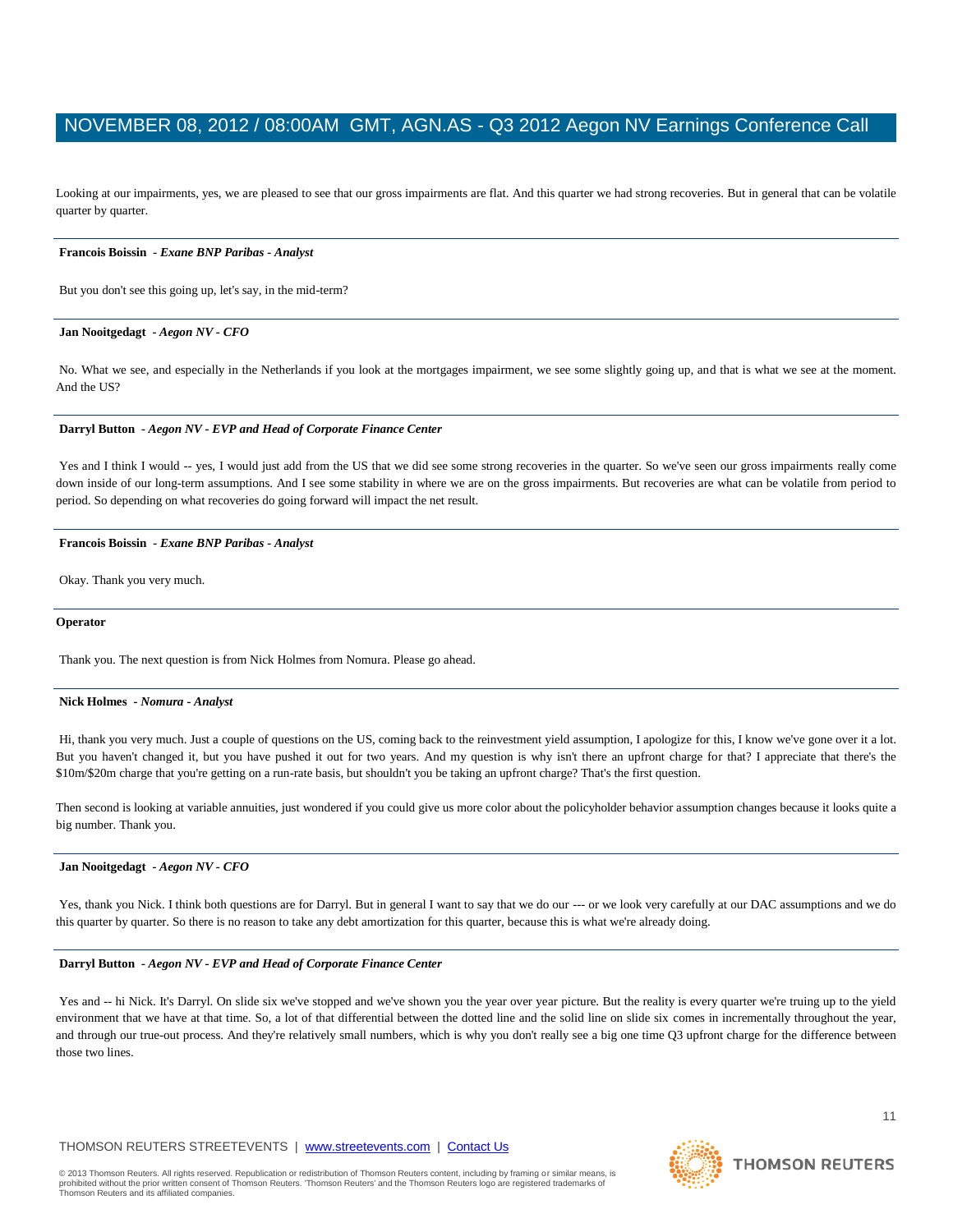Looking at our impairments, yes, we are pleased to see that our gross impairments are flat. And this quarter we had strong recoveries. But in general that can be volatile quarter by quarter.

---

**Francois Boissin** *- Exane BNP Paribas - Analyst*

But you don't see this going up, let's say, in the mid-term?

---

**Jan Nooitgedagt** *- Aegon NV - CFO*

No. What we see, and especially in the Netherlands if you look at the mortgages impairment, we see some slightly going up, and that is what we see at the moment. And the US?

---

**Darryl Button** *- Aegon NV - EVP and Head of Corporate Finance Center*

Yes and I think I would -- yes, I would just add from the US that we did see some strong recoveries in the quarter. So we've seen our gross impairments really come down inside of our long-term assumptions. And I see some stability in where we are on the gross impairments. But recoveries are what can be volatile from period to period. So depending on what recoveries do going forward will impact the net result.

---

**Francois Boissin** *- Exane BNP Paribas - Analyst*

Okay. Thank you very much.

---

**Operator**

Thank you. The next question is from Nick Holmes from Nomura. Please go ahead.

---

**Nick Holmes** *- Nomura - Analyst*

Hi, thank you very much. Just a couple of questions on the US, coming back to the reinvestment yield assumption, I apologize for this, I know we've gone over it a lot. But you haven't changed it, but you have pushed it out for two years. And my question is why isn't there an upfront charge for that? I appreciate that there's the $10m/$20m charge that you're getting on a run-rate basis, but shouldn't you be taking an upfront charge? That's the first question.

Then second is looking at variable annuities, just wondered if you could give us more color about the policyholder behavior assumption changes because it looks quite a big number. Thank you.

---

**Jan Nooitgedagt** *- Aegon NV - CFO*

Yes, thank you Nick. I think both questions are for Darryl. But in general I want to say that we do our --- or we look very carefully at our DAC assumptions and we do this quarter by quarter. So there is no reason to take any debt amortization for this quarter, because this is what we're already doing.

---

**Darryl Button** *- Aegon NV - EVP and Head of Corporate Finance Center*

Yes and -- hi Nick. It's Darryl. On slide six we've stopped and we've shown you the year over year picture. But the reality is every quarter we're truing up to the yield environment that we have at that time. So, a lot of that differential between the dotted line and the solid line on slide six comes in incrementally throughout the year, and through our true-out process. And they're relatively small numbers, which is why you don't really see a big one time Q3 upfront charge for the difference between those two lines.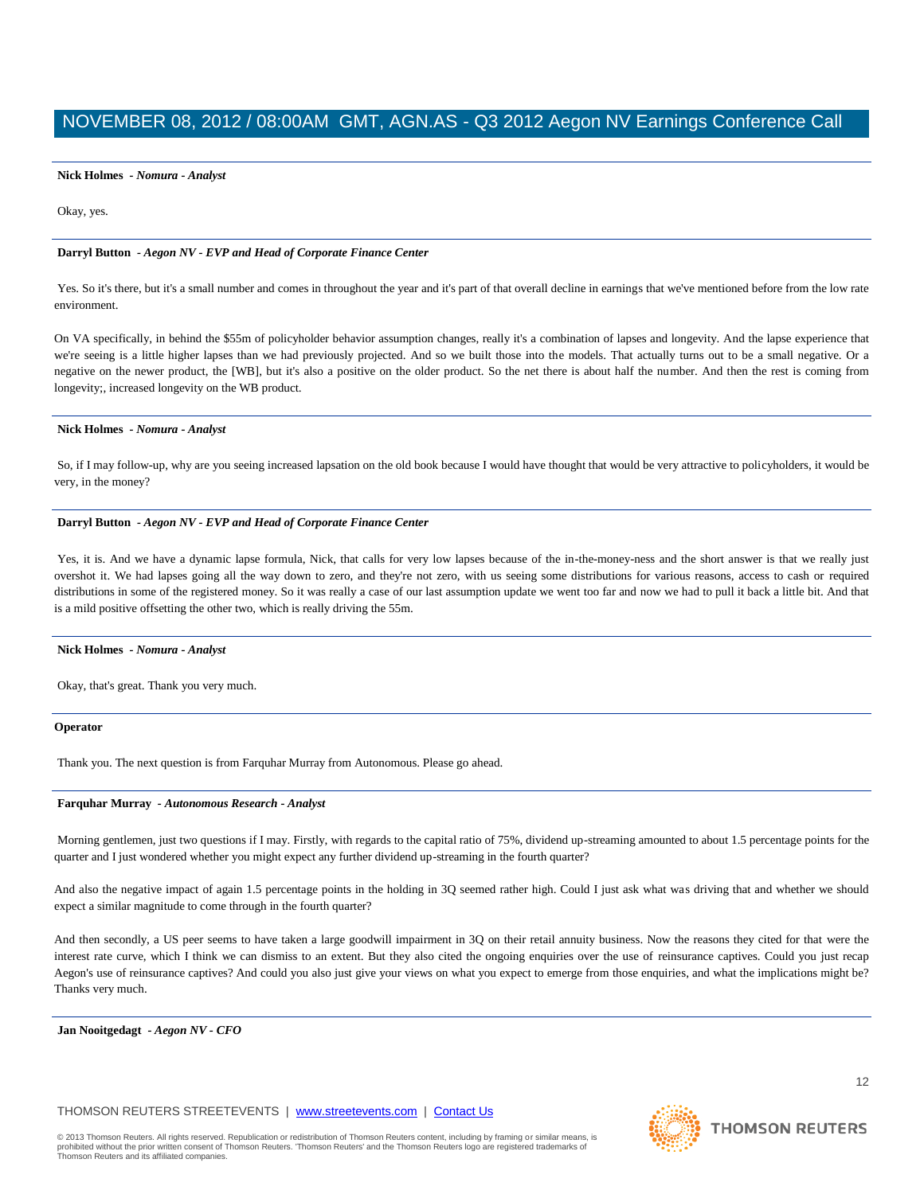**Nick Holmes** *- Nomura - Analyst*

Okay, yes.

---

**Darryl Button** *- Aegon NV - EVP and Head of Corporate Finance Center*

Yes. So it's there, but it's a small number and comes in throughout the year and it's part of that overall decline in earnings that we've mentioned before from the low rate environment.

On VA specifically, in behind the $55m of policyholder behavior assumption changes, really it's a combination of lapses and longevity. And the lapse experience that we're seeing is a little higher lapses than we had previously projected. And so we built those into the models. That actually turns out to be a small negative. Or a negative on the newer product, the [WB], but it's also a positive on the older product. So the net there is about half the number. And then the rest is coming from longevity;, increased longevity on the WB product.

---

**Nick Holmes** *- Nomura - Analyst*

So, if I may follow-up, why are you seeing increased lapsation on the old book because I would have thought that would be very attractive to policyholders, it would be very, in the money?

---

**Darryl Button** *- Aegon NV - EVP and Head of Corporate Finance Center*

Yes, it is. And we have a dynamic lapse formula, Nick, that calls for very low lapses because of the in-the-money-ness and the short answer is that we really just overshot it. We had lapses going all the way down to zero, and they're not zero, with us seeing some distributions for various reasons, access to cash or required distributions in some of the registered money. So it was really a case of our last assumption update we went too far and now we had to pull it back a little bit. And that is a mild positive offsetting the other two, which is really driving the 55m.

---

**Nick Holmes** *- Nomura - Analyst*

Okay, that's great. Thank you very much.

---

**Operator**

Thank you. The next question is from Farquhar Murray from Autonomous. Please go ahead.

---

**Farquhar Murray** *- Autonomous Research - Analyst*

Morning gentlemen, just two questions if I may. Firstly, with regards to the capital ratio of 75%, dividend up-streaming amounted to about 1.5 percentage points for the quarter and I just wondered whether you might expect any further dividend up-streaming in the fourth quarter?

And also the negative impact of again 1.5 percentage points in the holding in 3Q seemed rather high. Could I just ask what was driving that and whether we should expect a similar magnitude to come through in the fourth quarter?

And then secondly, a US peer seems to have taken a large goodwill impairment in 3Q on their retail annuity business. Now the reasons they cited for that were the interest rate curve, which I think we can dismiss to an extent. But they also cited the ongoing enquiries over the use of reinsurance captives. Could you just recap Aegon's use of reinsurance captives? And could you also just give your views on what you expect to emerge from those enquiries, and what the implications might be? Thanks very much.

---

**Jan Nooitgedagt** *- Aegon NV - CFO*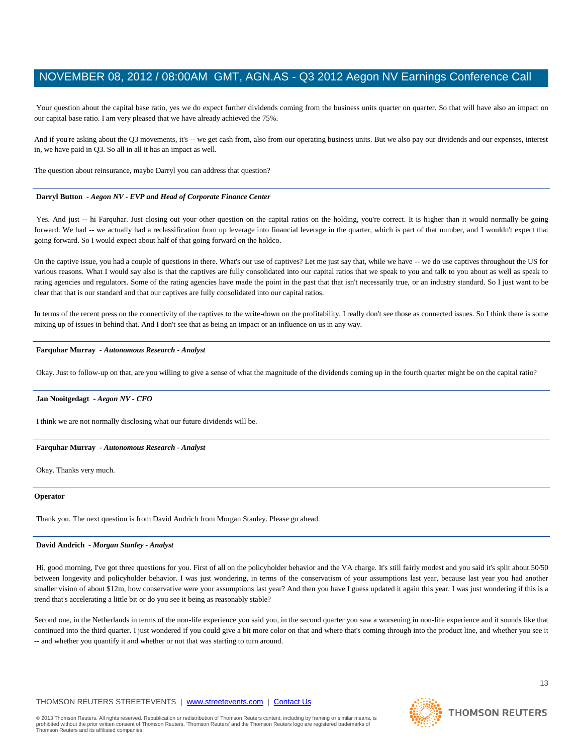Your question about the capital base ratio, yes we do expect further dividends coming from the business units quarter on quarter. So that will have also an impact on our capital base ratio. I am very pleased that we have already achieved the 75%.

And if you're asking about the Q3 movements, it's -- we get cash from, also from our operating business units. But we also pay our dividends and our expenses, interest in, we have paid in Q3. So all in all it has an impact as well.

The question about reinsurance, maybe Darryl you can address that question?

---

**Darryl Button** *- Aegon NV - EVP and Head of Corporate Finance Center*

Yes. And just -- hi Farquhar. Just closing out your other question on the capital ratios on the holding, you're correct. It is higher than it would normally be going forward. We had -- we actually had a reclassification from up leverage into financial leverage in the quarter, which is part of that number, and I wouldn't expect that going forward. So I would expect about half of that going forward on the holdco.

On the captive issue, you had a couple of questions in there. What's our use of captives? Let me just say that, while we have -- we do use captives throughout the US for various reasons. What I would say also is that the captives are fully consolidated into our capital ratios that we speak to you and talk to you about as well as speak to rating agencies and regulators. Some of the rating agencies have made the point in the past that that isn't necessarily true, or an industry standard. So I just want to be clear that that is our standard and that our captives are fully consolidated into our capital ratios.

In terms of the recent press on the connectivity of the captives to the write-down on the profitability, I really don't see those as connected issues. So I think there is some mixing up of issues in behind that. And I don't see that as being an impact or an influence on us in any way.

---

**Farquhar Murray** *- Autonomous Research - Analyst*

Okay. Just to follow-up on that, are you willing to give a sense of what the magnitude of the dividends coming up in the fourth quarter might be on the capital ratio?

---

**Jan Nooitgedagt** *- Aegon NV - CFO*

I think we are not normally disclosing what our future dividends will be.

---

**Farquhar Murray** *- Autonomous Research - Analyst*

Okay. Thanks very much.

---

**Operator**

Thank you. The next question is from David Andrich from Morgan Stanley. Please go ahead.

---

**David Andrich** *- Morgan Stanley - Analyst*

Hi, good morning, I've got three questions for you. First of all on the policyholder behavior and the VA charge. It's still fairly modest and you said it's split about 50/50 between longevity and policyholder behavior. I was just wondering, in terms of the conservatism of your assumptions last year, because last year you had another smaller vision of about $12m, how conservative were your assumptions last year? And then you have I guess updated it again this year. I was just wondering if this is a trend that's accelerating a little bit or do you see it being as reasonably stable?

Second one, in the Netherlands in terms of the non-life experience you said you, in the second quarter you saw a worsening in non-life experience and it sounds like that continued into the third quarter. I just wondered if you could give a bit more color on that and where that's coming through into the product line, and whether you see it -- and whether you quantify it and whether or not that was starting to turn around.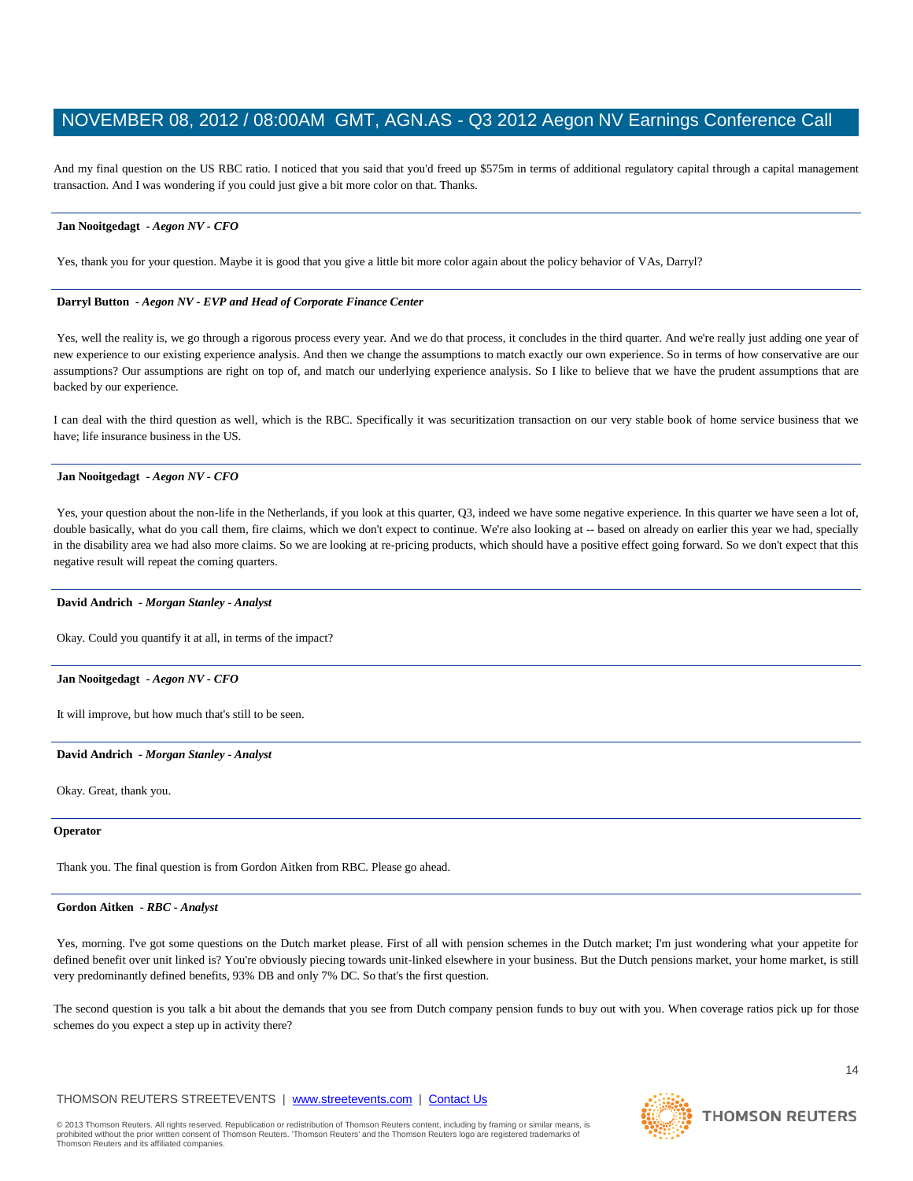And my final question on the US RBC ratio. I noticed that you said that you'd freed up $575m in terms of additional regulatory capital through a capital management transaction. And I was wondering if you could just give a bit more color on that. Thanks.

---

**Jan Nooitgedagt** *- Aegon NV - CFO*

Yes, thank you for your question. Maybe it is good that you give a little bit more color again about the policy behavior of VAs, Darryl?

---

**Darryl Button** *- Aegon NV - EVP and Head of Corporate Finance Center*

Yes, well the reality is, we go through a rigorous process every year. And we do that process, it concludes in the third quarter. And we're really just adding one year of new experience to our existing experience analysis. And then we change the assumptions to match exactly our own experience. So in terms of how conservative are our assumptions? Our assumptions are right on top of, and match our underlying experience analysis. So I like to believe that we have the prudent assumptions that are backed by our experience.

I can deal with the third question as well, which is the RBC. Specifically it was securitization transaction on our very stable book of home service business that we have; life insurance business in the US.

---

**Jan Nooitgedagt** *- Aegon NV - CFO*

Yes, your question about the non-life in the Netherlands, if you look at this quarter, Q3, indeed we have some negative experience. In this quarter we have seen a lot of, double basically, what do you call them, fire claims, which we don't expect to continue. We're also looking at -- based on already on earlier this year we had, specially in the disability area we had also more claims. So we are looking at re-pricing products, which should have a positive effect going forward. So we don't expect that this negative result will repeat the coming quarters.

---

**David Andrich** *- Morgan Stanley - Analyst*

Okay. Could you quantify it at all, in terms of the impact?

---

**Jan Nooitgedagt** *- Aegon NV - CFO*

It will improve, but how much that's still to be seen.

---

**David Andrich** *- Morgan Stanley - Analyst*

Okay. Great, thank you.

---

**Operator**

Thank you. The final question is from Gordon Aitken from RBC. Please go ahead.

---

**Gordon Aitken** *- RBC - Analyst*

Yes, morning. I've got some questions on the Dutch market please. First of all with pension schemes in the Dutch market; I'm just wondering what your appetite for defined benefit over unit linked is? You're obviously piecing towards unit-linked elsewhere in your business. But the Dutch pensions market, your home market, is still very predominantly defined benefits, 93% DB and only 7% DC. So that's the first question.

The second question is you talk a bit about the demands that you see from Dutch company pension funds to buy out with you. When coverage ratios pick up for those schemes do you expect a step up in activity there?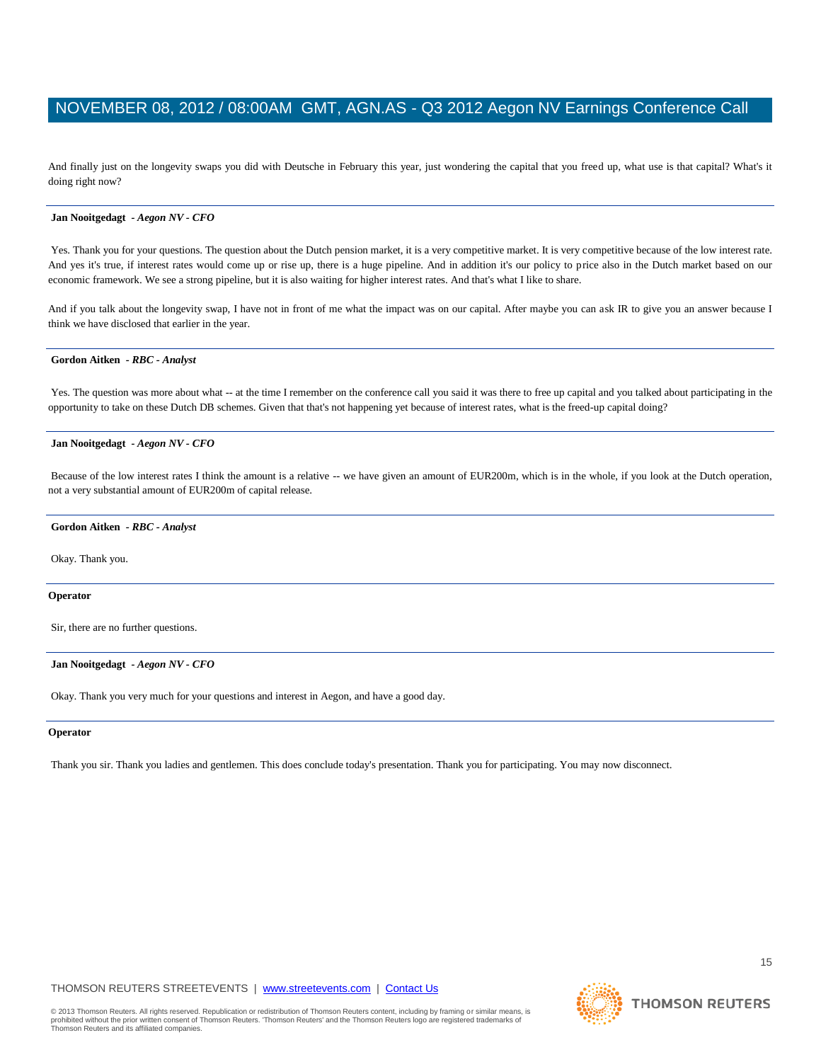And finally just on the longevity swaps you did with Deutsche in February this year, just wondering the capital that you freed up, what use is that capital? What's it doing right now?

---

**Jan Nooitgedagt** *- Aegon NV - CFO*

Yes. Thank you for your questions. The question about the Dutch pension market, it is a very competitive market. It is very competitive because of the low interest rate. And yes it's true, if interest rates would come up or rise up, there is a huge pipeline. And in addition it's our policy to price also in the Dutch market based on our economic framework. We see a strong pipeline, but it is also waiting for higher interest rates. And that's what I like to share.

And if you talk about the longevity swap, I have not in front of me what the impact was on our capital. After maybe you can ask IR to give you an answer because I think we have disclosed that earlier in the year.

---

**Gordon Aitken** *- RBC - Analyst*

Yes. The question was more about what -- at the time I remember on the conference call you said it was there to free up capital and you talked about participating in the opportunity to take on these Dutch DB schemes. Given that that's not happening yet because of interest rates, what is the freed-up capital doing?

---

**Jan Nooitgedagt** *- Aegon NV - CFO*

Because of the low interest rates I think the amount is a relative -- we have given an amount of EUR200m, which is in the whole, if you look at the Dutch operation, not a very substantial amount of EUR200m of capital release.

---

**Gordon Aitken** *- RBC - Analyst*

Okay. Thank you.

---

**Operator**

Sir, there are no further questions.

---

**Jan Nooitgedagt** *- Aegon NV - CFO*

Okay. Thank you very much for your questions and interest in Aegon, and have a good day.

---

**Operator**

Thank you sir. Thank you ladies and gentlemen. This does conclude today's presentation. Thank you for participating. You may now disconnect.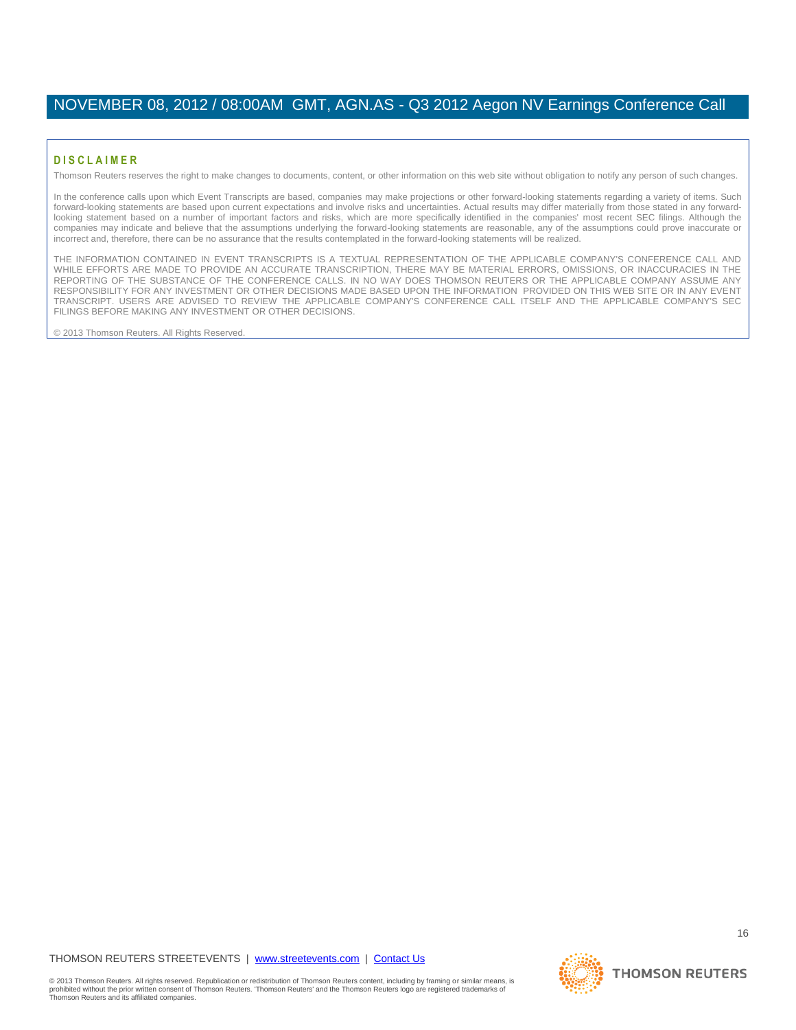## DISCLAIMER

Thomson Reuters reserves the right to make changes to documents, content, or other information on this web site without obligation to notify any person of such changes.

In the conference calls upon which Event Transcripts are based, companies may make projections or other forward-looking statements regarding a variety of items. Such forward-looking statements are based upon current expectations and involve risks and uncertainties. Actual results may differ materially from those stated in any forward-looking statement based on a number of important factors and risks, which are more specifically identified in the companies' most recent SEC filings. Although the companies may indicate and believe that the assumptions underlying the forward-looking statements are reasonable, any of the assumptions could prove inaccurate or incorrect and, therefore, there can be no assurance that the results contemplated in the forward-looking statements will be realized.

THE INFORMATION CONTAINED IN EVENT TRANSCRIPTS IS A TEXTUAL REPRESENTATION OF THE APPLICABLE COMPANY'S CONFERENCE CALL AND WHILE EFFORTS ARE MADE TO PROVIDE AN ACCURATE TRANSCRIPTION, THERE MAY BE MATERIAL ERRORS, OMISSIONS, OR INACCURACIES IN THE REPORTING OF THE SUBSTANCE OF THE CONFERENCE CALLS. IN NO WAY DOES THOMSON REUTERS OR THE APPLICABLE COMPANY ASSUME ANY RESPONSIBILITY FOR ANY INVESTMENT OR OTHER DECISIONS MADE BASED UPON THE INFORMATION PROVIDED ON THIS WEB SITE OR IN ANY EVENT TRANSCRIPT. USERS ARE ADVISED TO REVIEW THE APPLICABLE COMPANY'S CONFERENCE CALL ITSELF AND THE APPLICABLE COMPANY'S SEC FILINGS BEFORE MAKING ANY INVESTMENT OR OTHER DECISIONS.

© 2013 Thomson Reuters. All Rights Reserved.